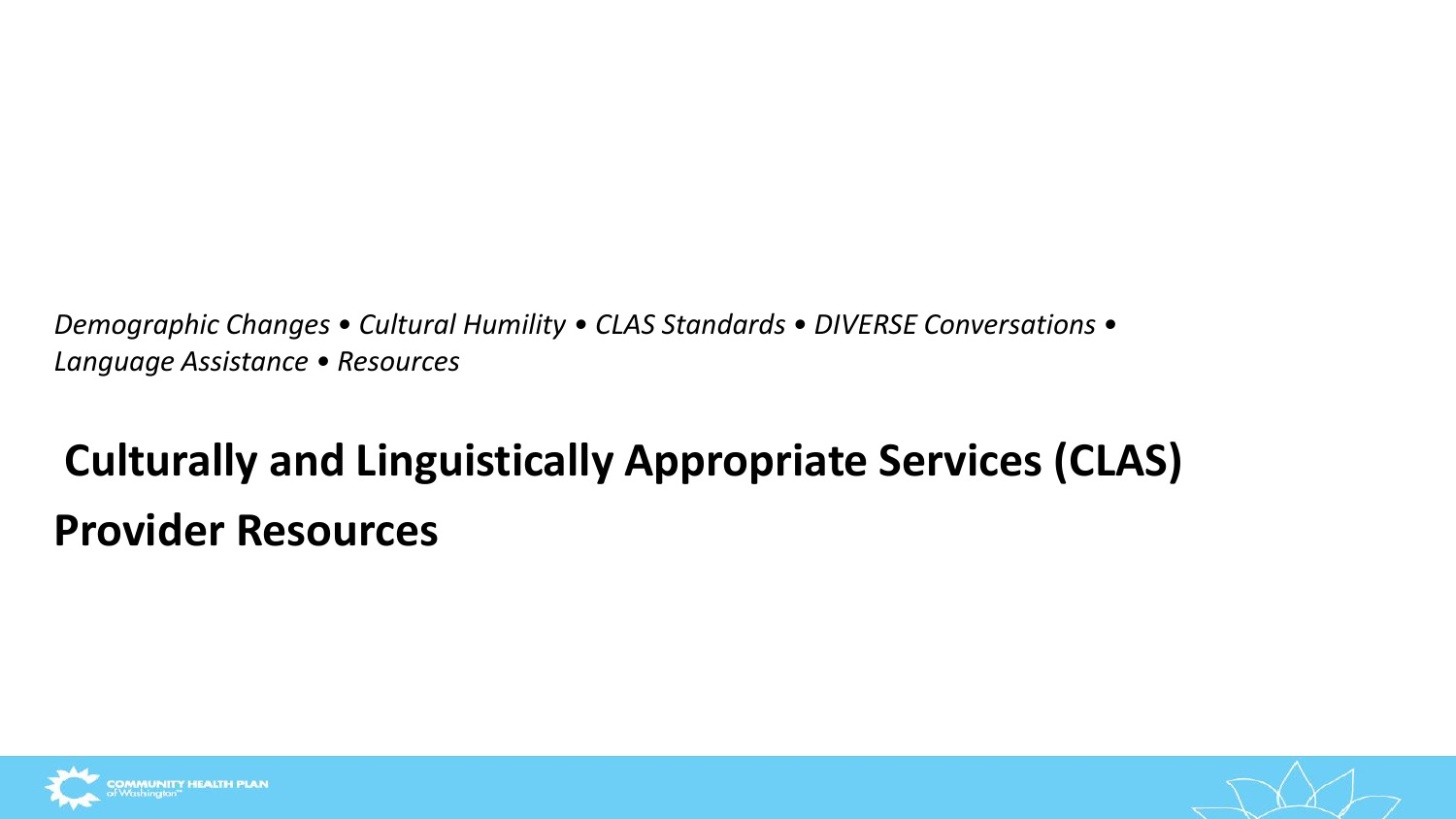*Demographic Changes • Cultural Humility • CLAS Standards • DIVERSE Conversations • Language Assistance • Resources*

# Culturally and Linguistically Appropriate Services (CLAS) Provider Resources

COMMUNITY HEALTH PLAN of Washington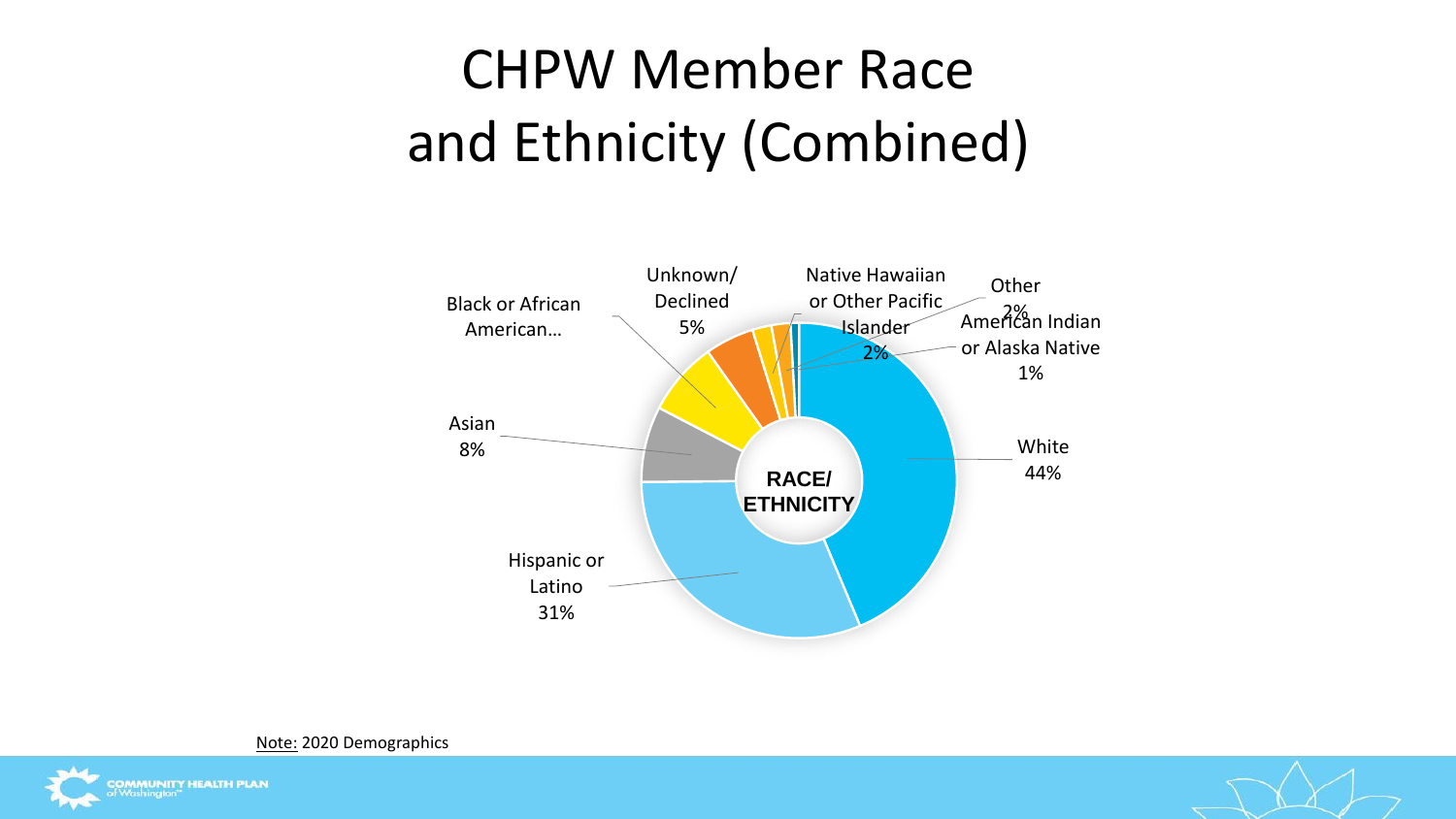# CHPW Member Race and Ethnicity (Combined)

RACE/ ETHNICITY

White 44%

Hispanic or Latino 31%

Asian 8%

Black or African American…

Unknown/ Declined 5%

Native Hawaiian or Other Pacific Islander 2%

Other 2%

American Indian or Alaska Native 1%

Note: 2020 Demographics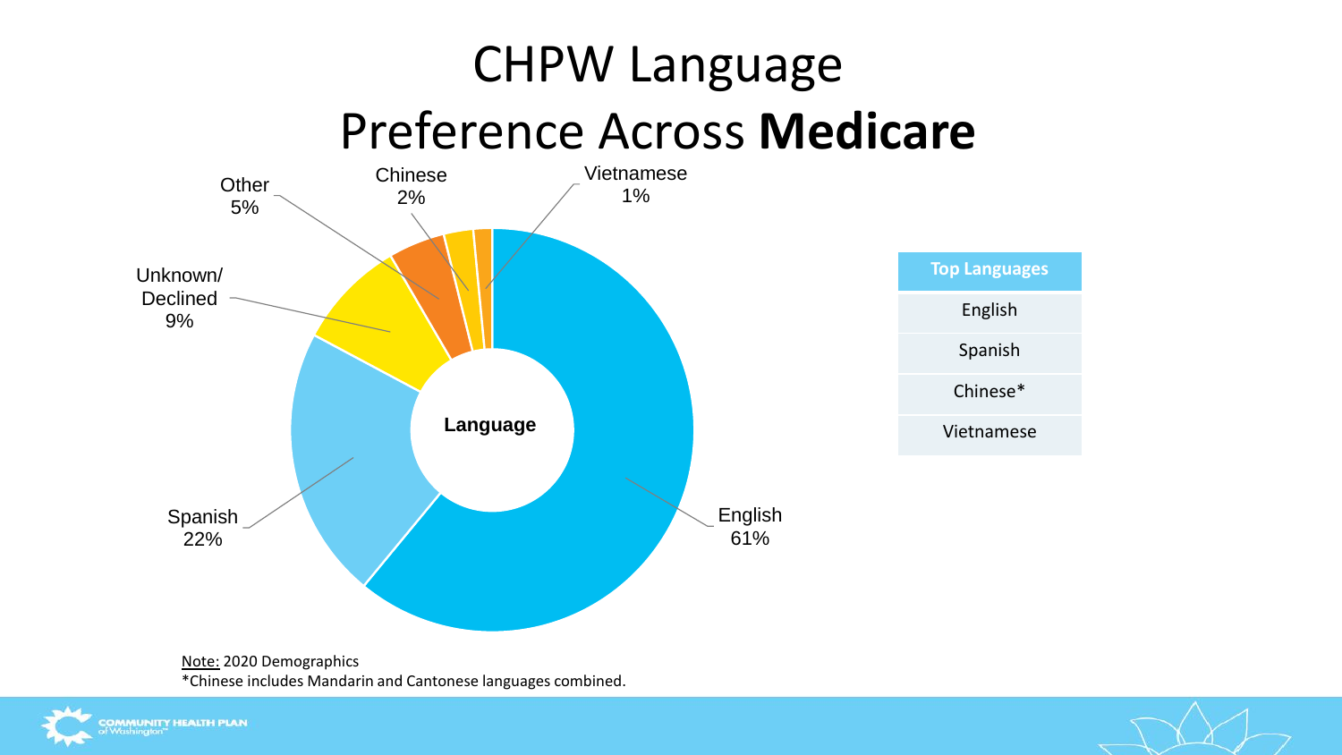# CHPW Language Preference Across **Medicare**

Language

Other
5%

Chinese
2%

Vietnamese
1%

Unknown/
Declined
9%

Spanish
22%

English
61%

| Top Languages |
| --- |
| English |
| Spanish |
| Chinese* |
| Vietnamese |

Note: 2020 Demographics

*Chinese includes Mandarin and Cantonese languages combined.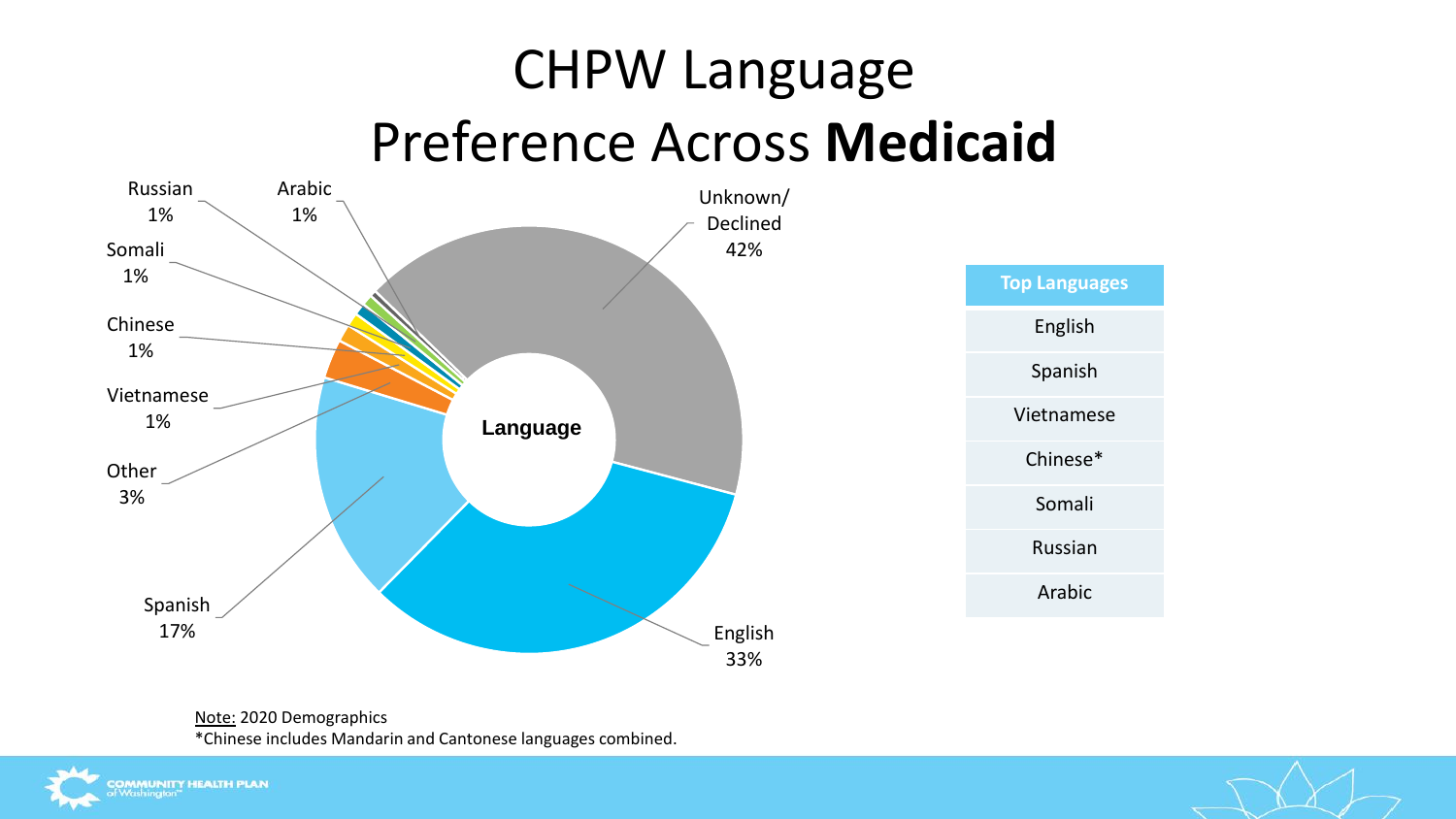# CHPW Language Preference Across **Medicaid**

Language

Unknown/ Declined 42%

English 33%

Spanish 17%

Other 3%

Vietnamese 1%

Chinese 1%

Somali 1%

Russian 1%

Arabic 1%

| Top Languages |
| --- |
| English |
| Spanish |
| Vietnamese |
| Chinese* |
| Somali |
| Russian |
| Arabic |

Note: 2020 Demographics

*Chinese includes Mandarin and Cantonese languages combined.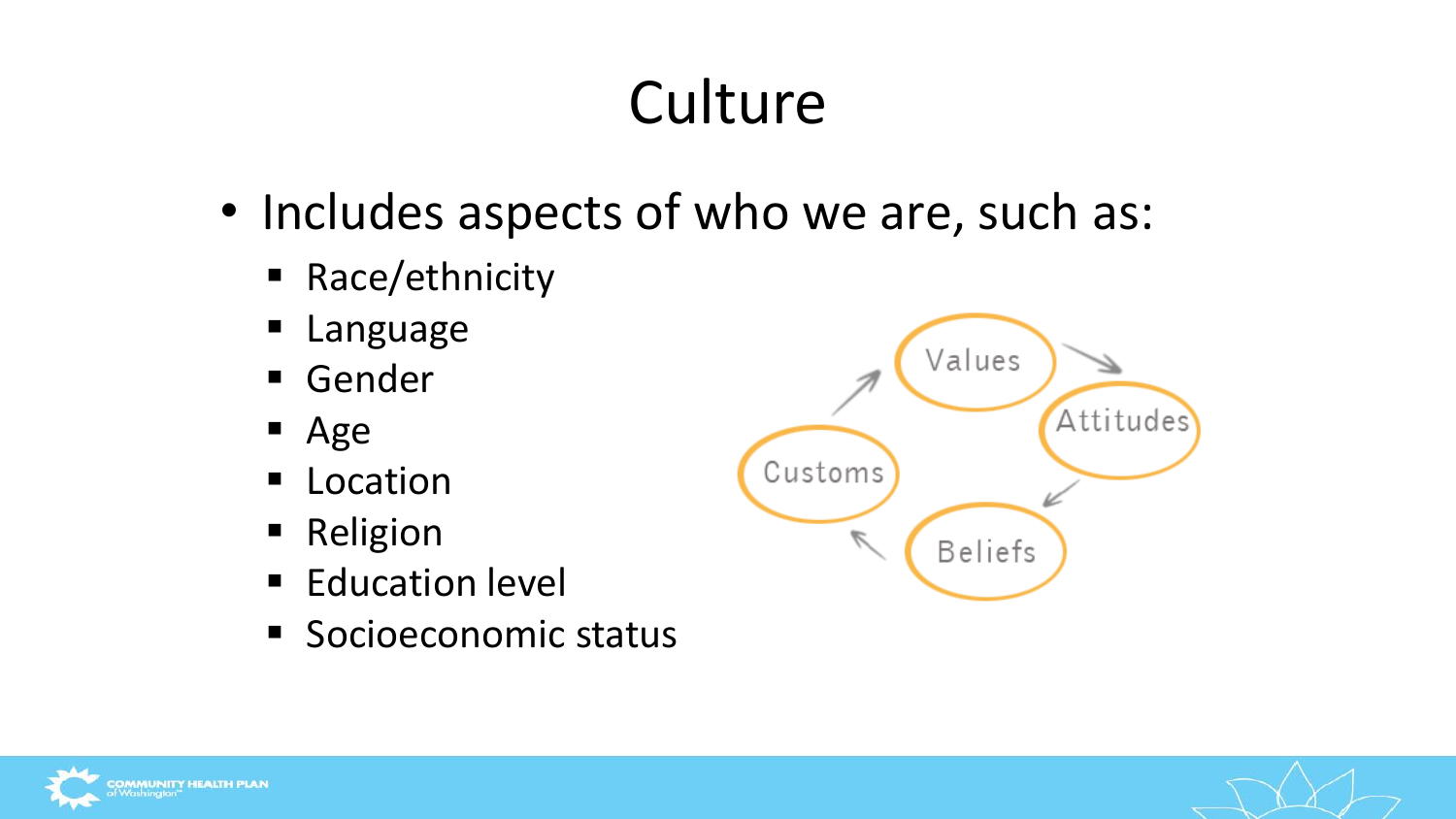# Culture

- Includes aspects of who we are, such as:
  - Race/ethnicity
  - Language
  - Gender
  - Age
  - Location
  - Religion
  - Education level
  - Socioeconomic status

Values

Attitudes

Beliefs

Customs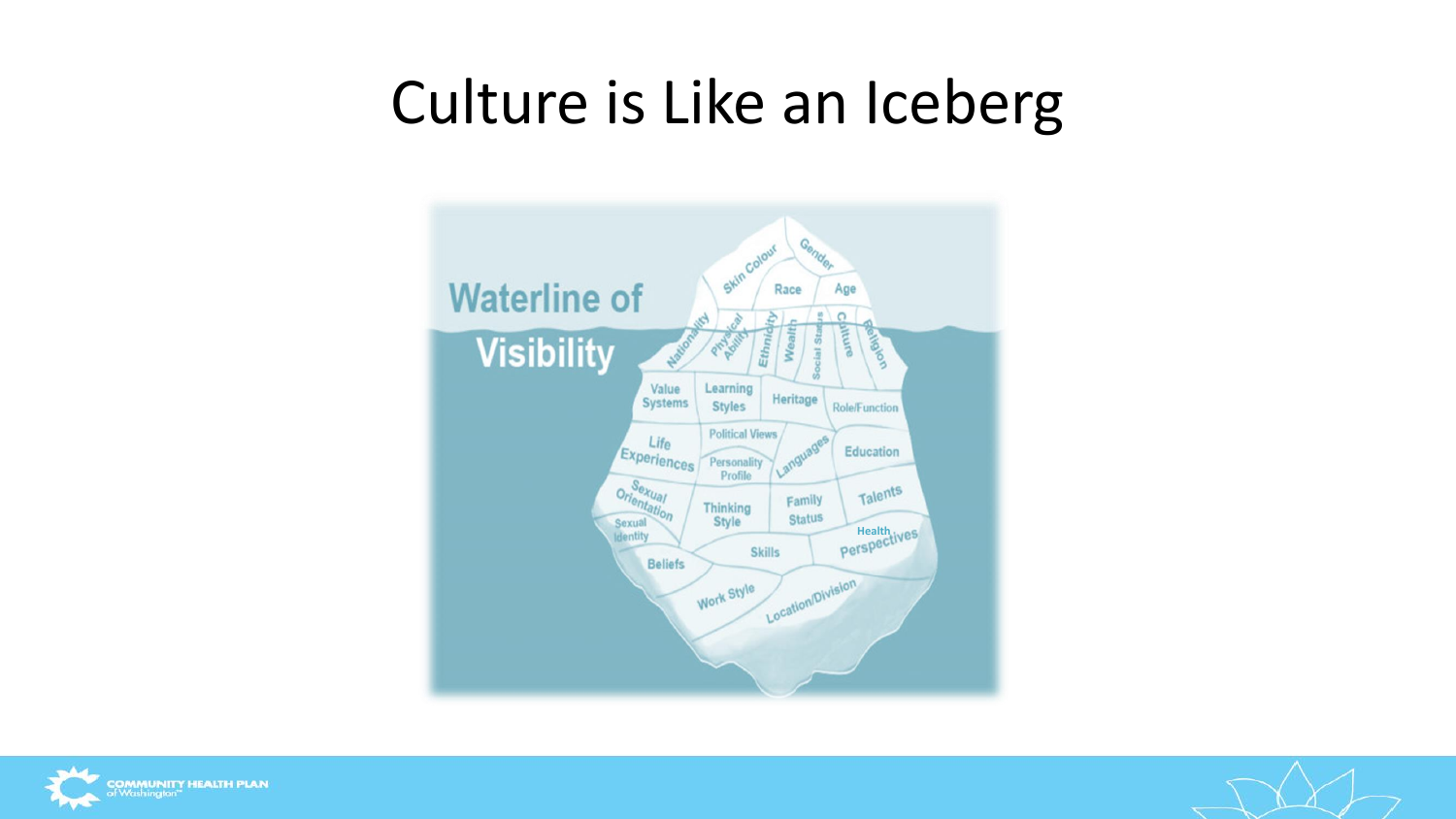# Culture is Like an Iceberg

Waterline of Visibility

Skin Colour

Gender

Race

Age

Nationality

Physical Ability

Ethnicity

Wealth

Social Status

Culture

Religion

Value Systems

Learning Styles

Heritage

Role/Function

Political Views

Life Experiences

Personality Profile

Languages

Education

Sexual Orientation

Thinking Style

Family Status

Talents

Sexual Identity

Health Perspectives

Skills

Beliefs

Work Style

Location/Division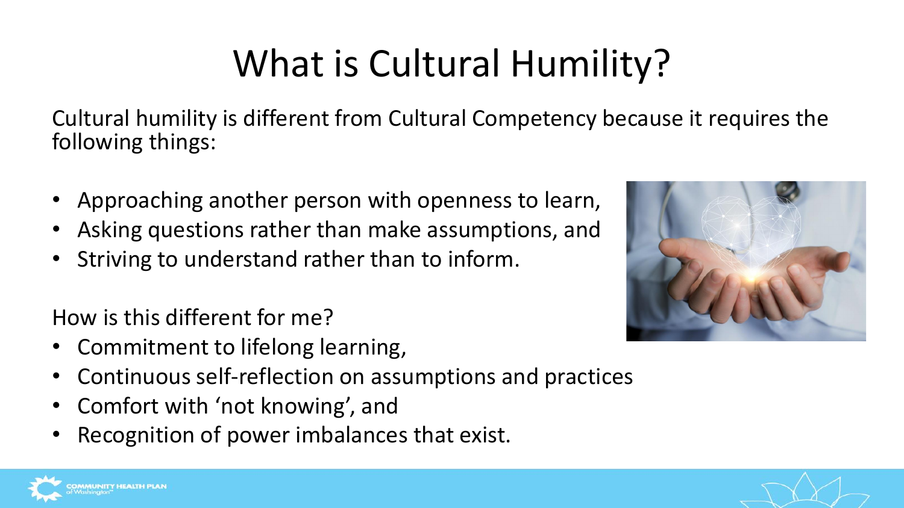# What is Cultural Humility?

Cultural humility is different from Cultural Competency because it requires the following things:

- Approaching another person with openness to learn,
- Asking questions rather than make assumptions, and
- Striving to understand rather than to inform.

How is this different for me?

- Commitment to lifelong learning,
- Continuous self-reflection on assumptions and practices
- Comfort with 'not knowing', and
- Recognition of power imbalances that exist.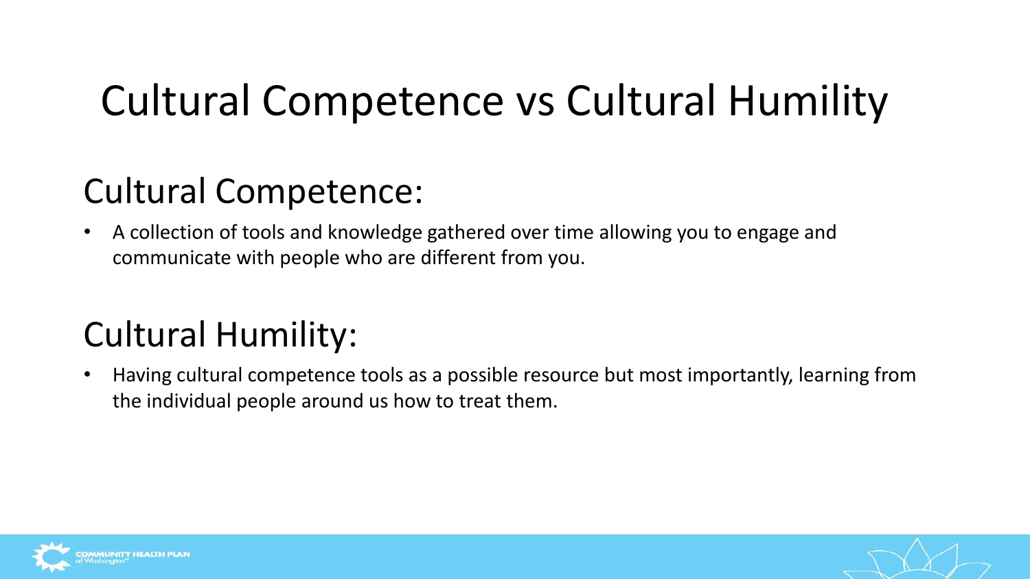# Cultural Competence vs Cultural Humility

## Cultural Competence:

- A collection of tools and knowledge gathered over time allowing you to engage and communicate with people who are different from you.

## Cultural Humility:

- Having cultural competence tools as a possible resource but most importantly, learning from the individual people around us how to treat them.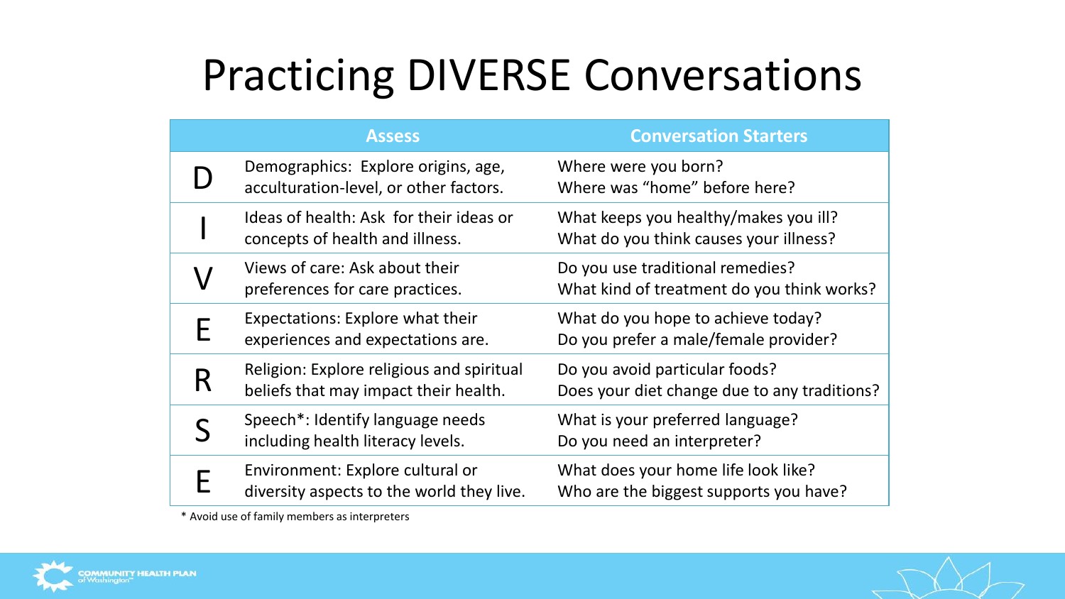# Practicing DIVERSE Conversations

| | Assess | Conversation Starters |
|---|---|---|
| D | Demographics: Explore origins, age, acculturation-level, or other factors. | Where were you born? Where was "home" before here? |
| I | Ideas of health: Ask for their ideas or concepts of health and illness. | What keeps you healthy/makes you ill? What do you think causes your illness? |
| V | Views of care: Ask about their preferences for care practices. | Do you use traditional remedies? What kind of treatment do you think works? |
| E | Expectations: Explore what their experiences and expectations are. | What do you hope to achieve today? Do you prefer a male/female provider? |
| R | Religion: Explore religious and spiritual beliefs that may impact their health. | Do you avoid particular foods? Does your diet change due to any traditions? |
| S | Speech*: Identify language needs including health literacy levels. | What is your preferred language? Do you need an interpreter? |
| E | Environment: Explore cultural or diversity aspects to the world they live. | What does your home life look like? Who are the biggest supports you have? |

* Avoid use of family members as interpreters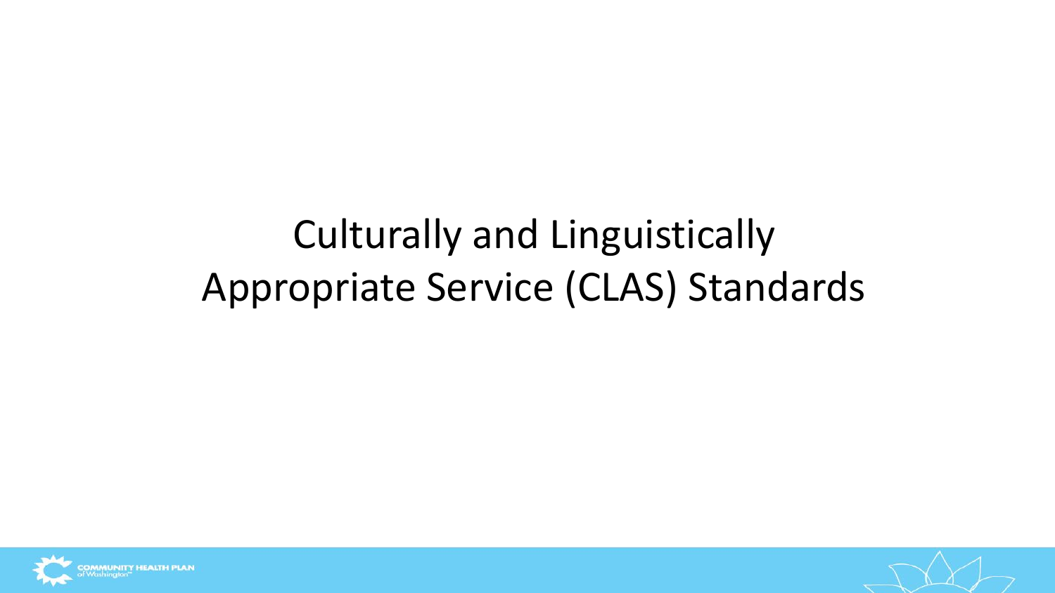# Culturally and Linguistically Appropriate Service (CLAS) Standards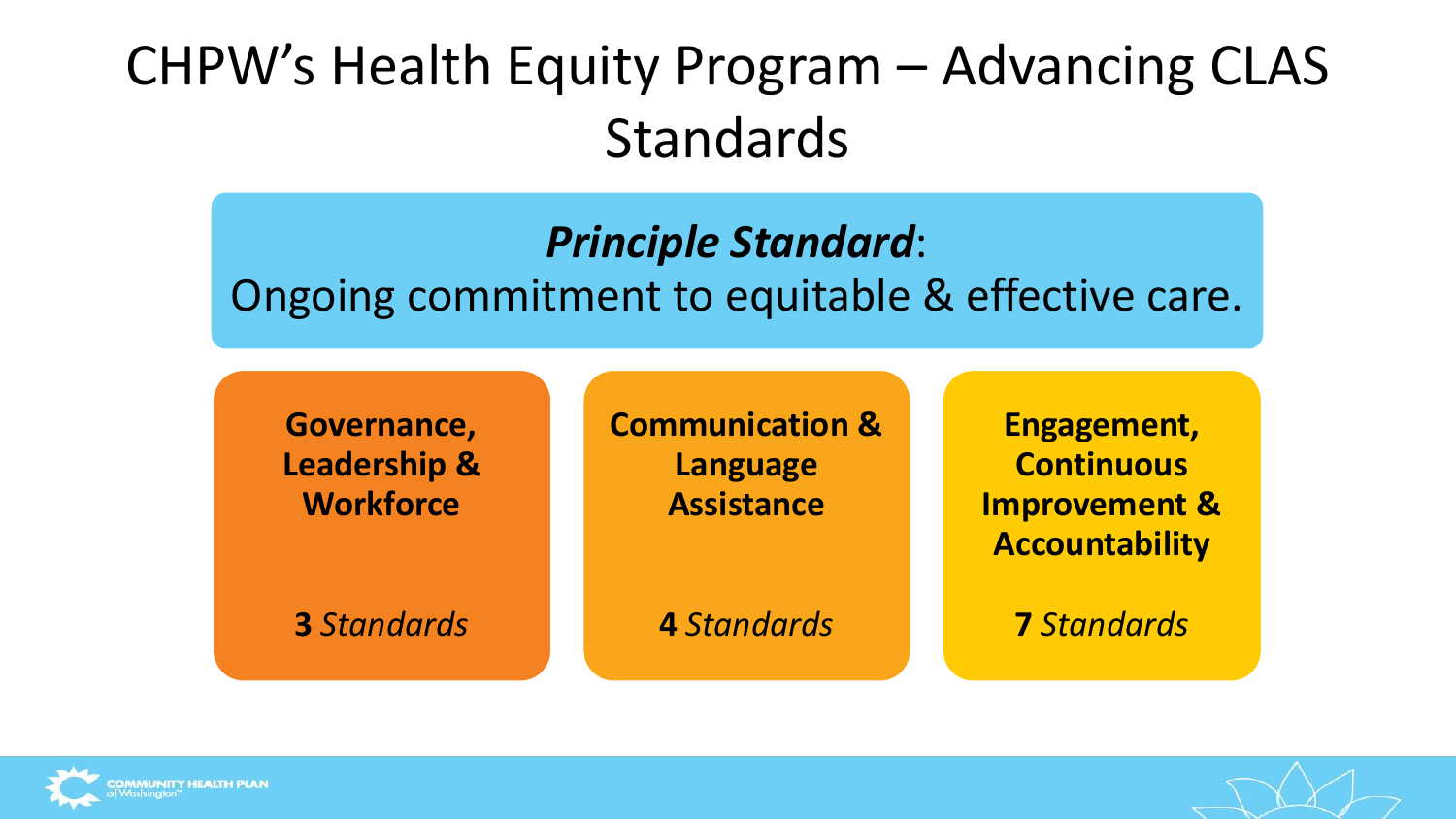# CHPW's Health Equity Program – Advancing CLAS Standards

***Principle Standard***:
Ongoing commitment to equitable & effective care.

**Governance, Leadership & Workforce**

**3** *Standards*

**Communication & Language Assistance**

**4** *Standards*

**Engagement, Continuous Improvement & Accountability**

**7** *Standards*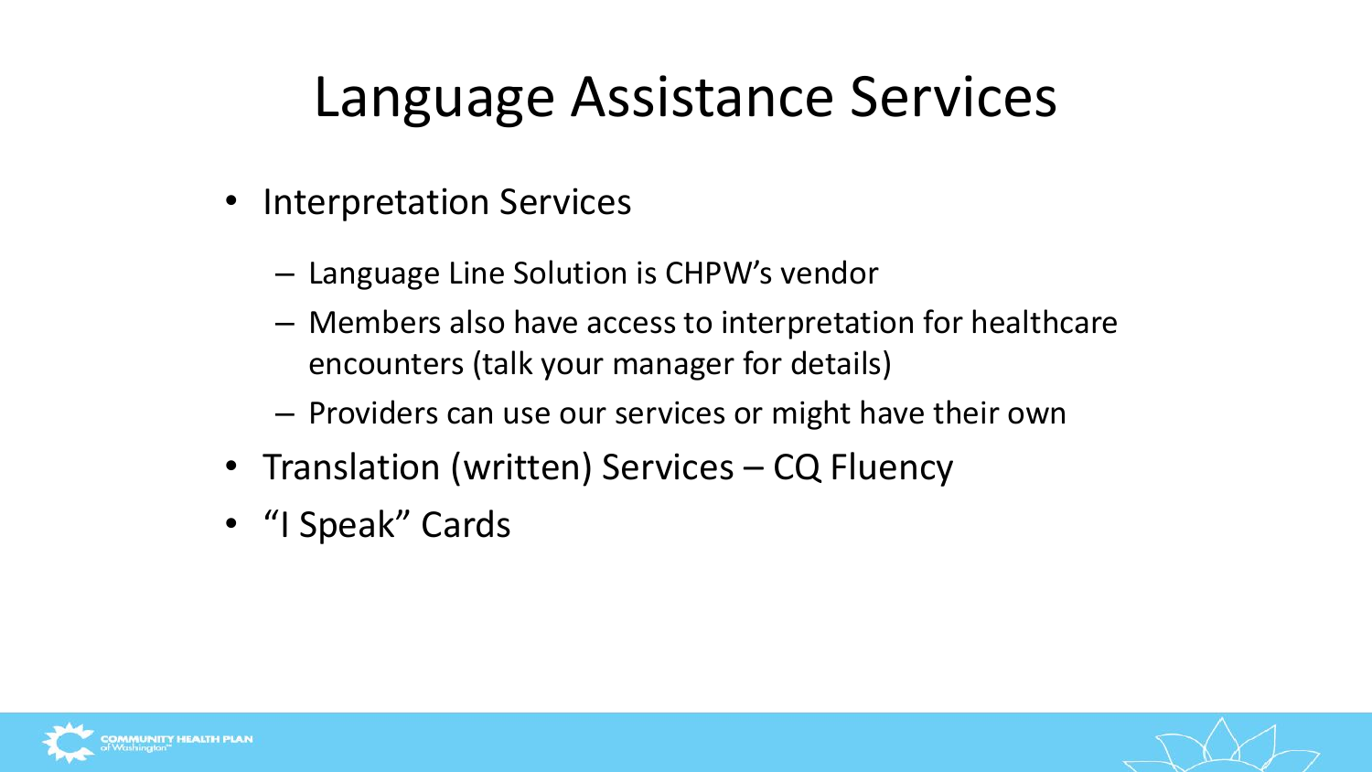# Language Assistance Services

- Interpretation Services
  - Language Line Solution is CHPW's vendor
  - Members also have access to interpretation for healthcare encounters (talk your manager for details)
  - Providers can use our services or might have their own
- Translation (written) Services – CQ Fluency
- "I Speak" Cards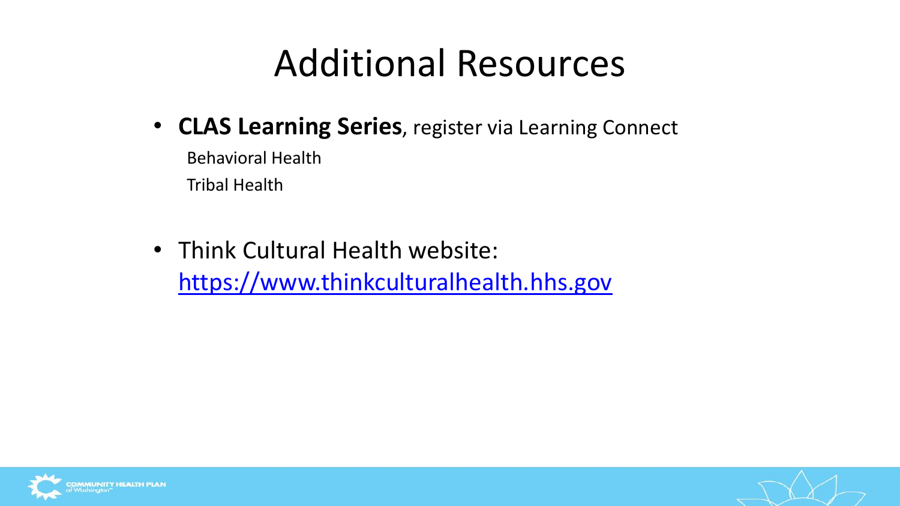# Additional Resources

- **CLAS Learning Series**, register via Learning Connect
  - Behavioral Health
  - Tribal Health

- Think Cultural Health website: https://www.thinkculturalhealth.hhs.gov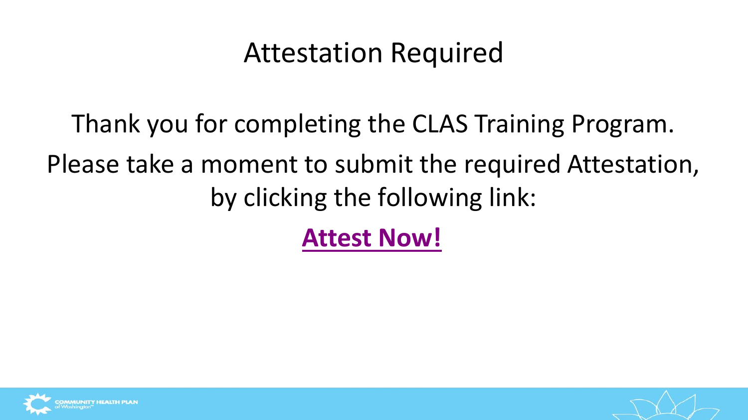# Attestation Required

Thank you for completing the CLAS Training Program.

Please take a moment to submit the required Attestation, by clicking the following link:

**Attest Now!**